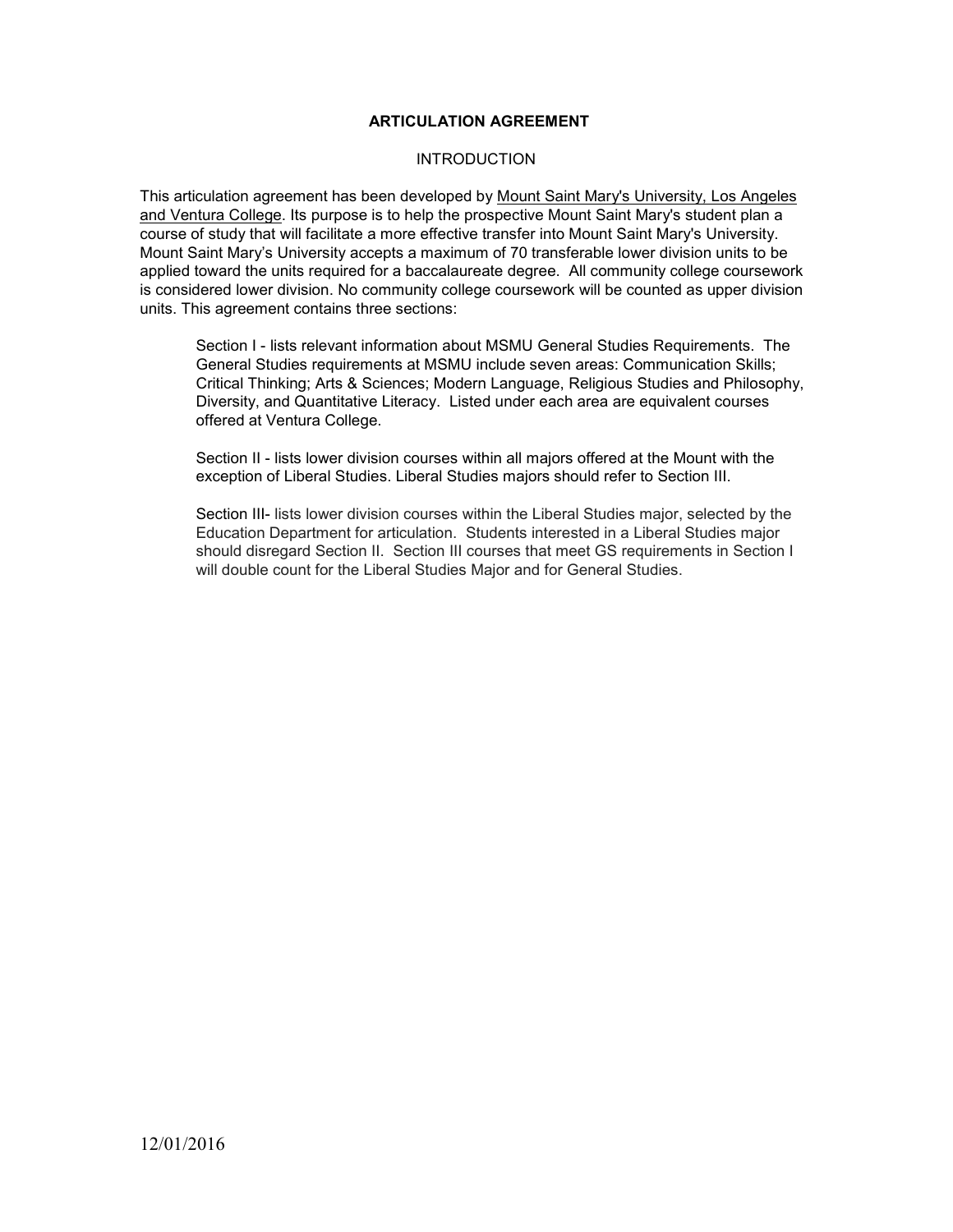# ARTICULATION AGREEMENT

## INTRODUCTION

This articulation agreement has been developed by Mount Saint Mary's University, Los Angeles and Ventura College. Its purpose is to help the prospective Mount Saint Mary's student plan a course of study that will facilitate a more effective transfer into Mount Saint Mary's University. Mount Saint Mary's University accepts a maximum of 70 transferable lower division units to be applied toward the units required for a baccalaureate degree. All community college coursework is considered lower division. No community college coursework will be counted as upper division units. This agreement contains three sections:

Section I - lists relevant information about MSMU General Studies Requirements. The General Studies requirements at MSMU include seven areas: Communication Skills; Critical Thinking; Arts & Sciences; Modern Language, Religious Studies and Philosophy, Diversity, and Quantitative Literacy. Listed under each area are equivalent courses offered at Ventura College.

Section II - lists lower division courses within all majors offered at the Mount with the exception of Liberal Studies. Liberal Studies majors should refer to Section III.

Section III- lists lower division courses within the Liberal Studies major, selected by the Education Department for articulation. Students interested in a Liberal Studies major should disregard Section II. Section III courses that meet GS requirements in Section I will double count for the Liberal Studies Major and for General Studies.

12/01/2016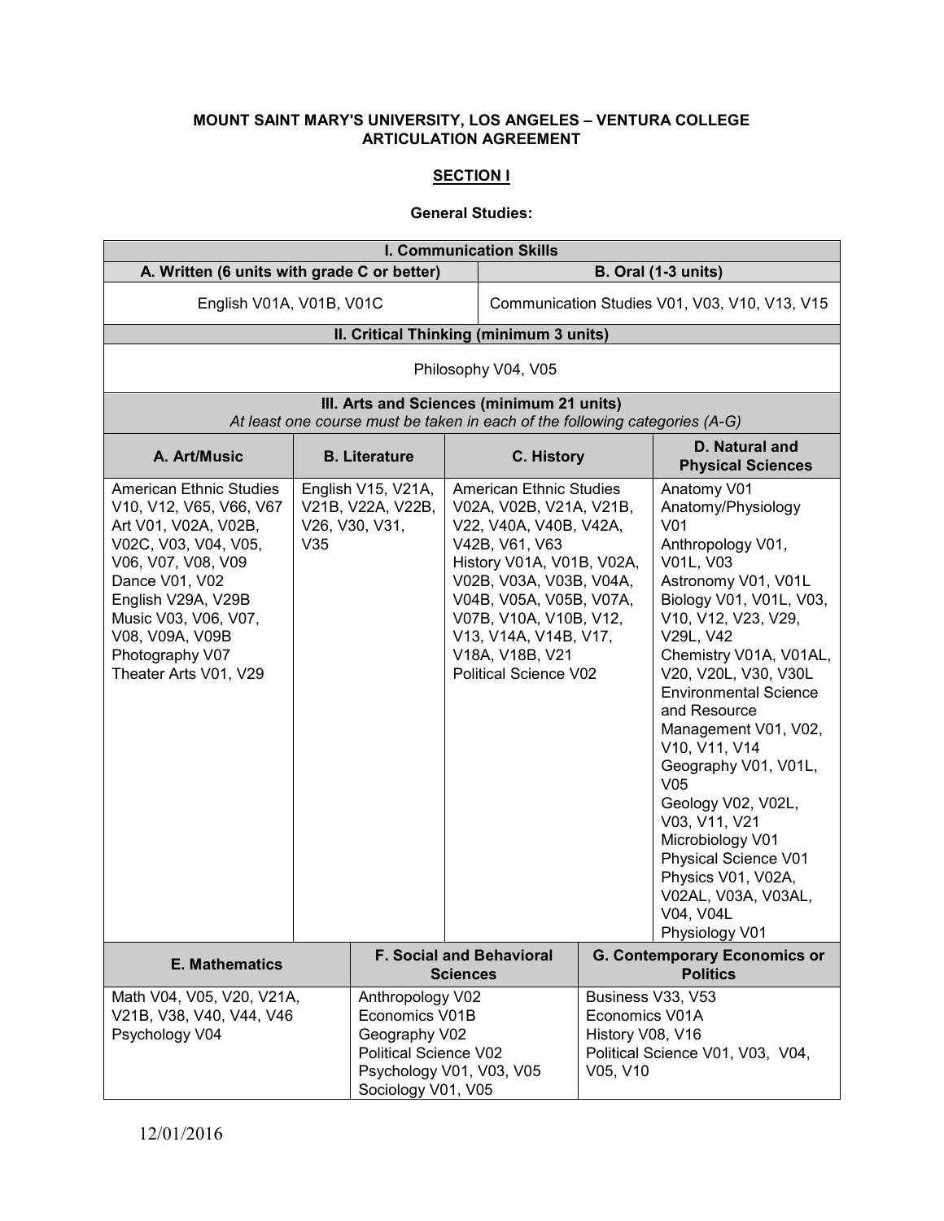**MOUNT SAINT MARY'S UNIVERSITY, LOS ANGELES – VENTURA COLLEGE**
**ARTICULATION AGREEMENT**

**SECTION I**

**General Studies:**

| **I. Communication Skills** | |
|---|---|
| **A. Written (6 units with grade C or better)** | **B. Oral (1-3 units)** |
| English V01A, V01B, V01C | Communication Studies V01, V03, V10, V13, V15 |

| **II. Critical Thinking (minimum 3 units)** |
|---|
| Philosophy V04, V05 |

| **III. Arts and Sciences (minimum 21 units)** *At least one course must be taken in each of the following categories (A-G)* | | | |
|---|---|---|---|
| **A. Art/Music** | **B. Literature** | **C. History** | **D. Natural and Physical Sciences** |
| American Ethnic Studies V10, V12, V65, V66, V67<br>Art V01, V02A, V02B, V02C, V03, V04, V05, V06, V07, V08, V09<br>Dance V01, V02<br>English V29A, V29B<br>Music V03, V06, V07, V08, V09A, V09B<br>Photography V07<br>Theater Arts V01, V29 | English V15, V21A, V21B, V22A, V22B, V26, V30, V31, V35 | American Ethnic Studies V02A, V02B, V21A, V21B, V22, V40A, V40B, V42A, V42B, V61, V63<br>History V01A, V01B, V02A, V02B, V03A, V03B, V04A, V04B, V05A, V05B, V07A, V07B, V10A, V10B, V12, V13, V14A, V14B, V17, V18A, V18B, V21<br>Political Science V02 | Anatomy V01<br>Anatomy/Physiology V01<br>Anthropology V01, V01L, V03<br>Astronomy V01, V01L<br>Biology V01, V01L, V03, V10, V12, V23, V29, V29L, V42<br>Chemistry V01A, V01AL, V20, V20L, V30, V30L<br>Environmental Science and Resource Management V01, V02, V10, V11, V14<br>Geography V01, V01L, V05<br>Geology V02, V02L, V03, V11, V21<br>Microbiology V01<br>Physical Science V01<br>Physics V01, V02A, V02AL, V03A, V03AL, V04, V04L<br>Physiology V01 |

| **E. Mathematics** | **F. Social and Behavioral Sciences** | **G. Contemporary Economics or Politics** |
|---|---|---|
| Math V04, V05, V20, V21A, V21B, V38, V40, V44, V46<br>Psychology V04 | Anthropology V02<br>Economics V01B<br>Geography V02<br>Political Science V02<br>Psychology V01, V03, V05<br>Sociology V01, V05 | Business V33, V53<br>Economics V01A<br>History V08, V16<br>Political Science V01, V03, V04, V05, V10 |

12/01/2016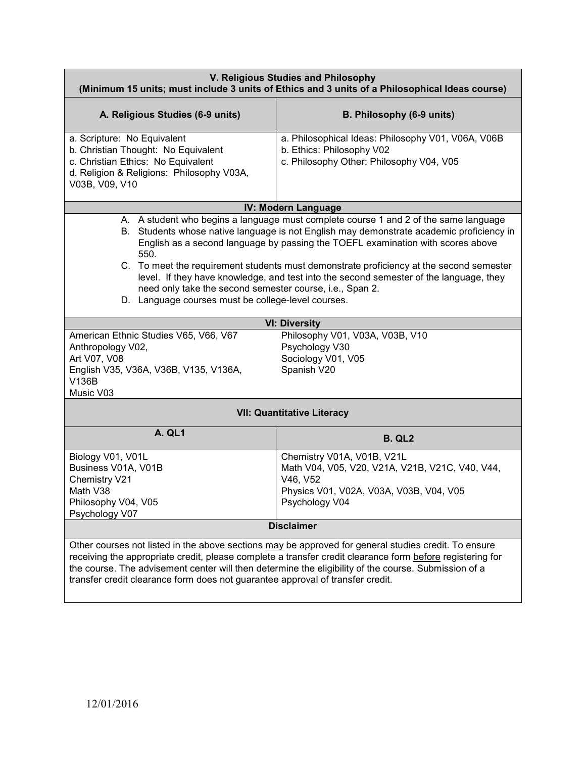| V. Religious Studies and Philosophy<br>(Minimum 15 units; must include 3 units of Ethics and 3 units of a Philosophical Ideas course) | |
|---|---|
| **A. Religious Studies (6-9 units)** | **B. Philosophy (6-9 units)** |
| a. Scripture: No Equivalent<br>b. Christian Thought: No Equivalent<br>c. Christian Ethics: No Equivalent<br>d. Religion & Religions: Philosophy V03A, V03B, V09, V10 | a. Philosophical Ideas: Philosophy V01, V06A, V06B<br>b. Ethics: Philosophy V02<br>c. Philosophy Other: Philosophy V04, V05 |

**IV: Modern Language**

A. A student who begins a language must complete course 1 and 2 of the same language
B. Students whose native language is not English may demonstrate academic proficiency in English as a second language by passing the TOEFL examination with scores above 550.
C. To meet the requirement students must demonstrate proficiency at the second semester level. If they have knowledge, and test into the second semester of the language, they need only take the second semester course, i.e., Span 2.
D. Language courses must be college-level courses.

| VI: Diversity | |
|---|---|
| American Ethnic Studies V65, V66, V67<br>Anthropology V02,<br>Art V07, V08<br>English V35, V36A, V36B, V135, V136A, V136B<br>Music V03 | Philosophy V01, V03A, V03B, V10<br>Psychology V30<br>Sociology V01, V05<br>Spanish V20 |

| VII: Quantitative Literacy | |
|---|---|
| **A. QL1** | **B. QL2** |
| Biology V01, V01L<br>Business V01A, V01B<br>Chemistry V21<br>Math V38<br>Philosophy V04, V05<br>Psychology V07 | Chemistry V01A, V01B, V21L<br>Math V04, V05, V20, V21A, V21B, V21C, V40, V44, V46, V52<br>Physics V01, V02A, V03A, V03B, V04, V05<br>Psychology V04 |

**Disclaimer**

Other courses not listed in the above sections may be approved for general studies credit. To ensure receiving the appropriate credit, please complete a transfer credit clearance form before registering for the course. The advisement center will then determine the eligibility of the course. Submission of a transfer credit clearance form does not guarantee approval of transfer credit.

12/01/2016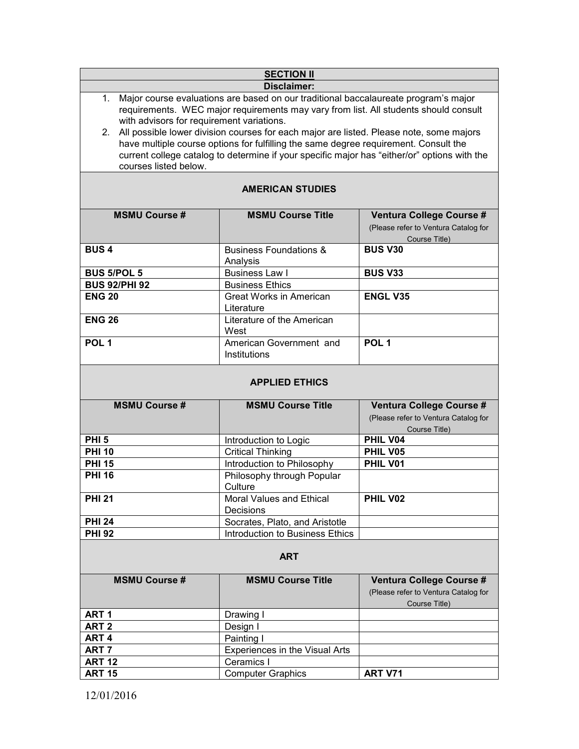## SECTION II

**Disclaimer:**

1. Major course evaluations are based on our traditional baccalaureate program's major requirements. WEC major requirements may vary from list. All students should consult with advisors for requirement variations.
2. All possible lower division courses for each major are listed. Please note, some majors have multiple course options for fulfilling the same degree requirement. Consult the current college catalog to determine if your specific major has "either/or" options with the courses listed below.

### AMERICAN STUDIES

| MSMU Course # | MSMU Course Title | Ventura College Course # (Please refer to Ventura Catalog for Course Title) |
|---|---|---|
| **BUS 4** | Business Foundations & Analysis | **BUS V30** |
| **BUS 5/POL 5** | Business Law I | **BUS V33** |
| **BUS 92/PHI 92** | Business Ethics | |
| **ENG 20** | Great Works in American Literature | **ENGL V35** |
| **ENG 26** | Literature of the American West | |
| **POL 1** | American Government and Institutions | **POL 1** |

### APPLIED ETHICS

| MSMU Course # | MSMU Course Title | Ventura College Course # (Please refer to Ventura Catalog for Course Title) |
|---|---|---|
| **PHI 5** | Introduction to Logic | **PHIL V04** |
| **PHI 10** | Critical Thinking | **PHIL V05** |
| **PHI 15** | Introduction to Philosophy | **PHIL V01** |
| **PHI 16** | Philosophy through Popular Culture | |
| **PHI 21** | Moral Values and Ethical Decisions | **PHIL V02** |
| **PHI 24** | Socrates, Plato, and Aristotle | |
| **PHI 92** | Introduction to Business Ethics | |

### ART

| MSMU Course # | MSMU Course Title | Ventura College Course # (Please refer to Ventura Catalog for Course Title) |
|---|---|---|
| **ART 1** | Drawing I | |
| **ART 2** | Design I | |
| **ART 4** | Painting I | |
| **ART 7** | Experiences in the Visual Arts | |
| **ART 12** | Ceramics I | |
| **ART 15** | Computer Graphics | **ART V71** |

12/01/2016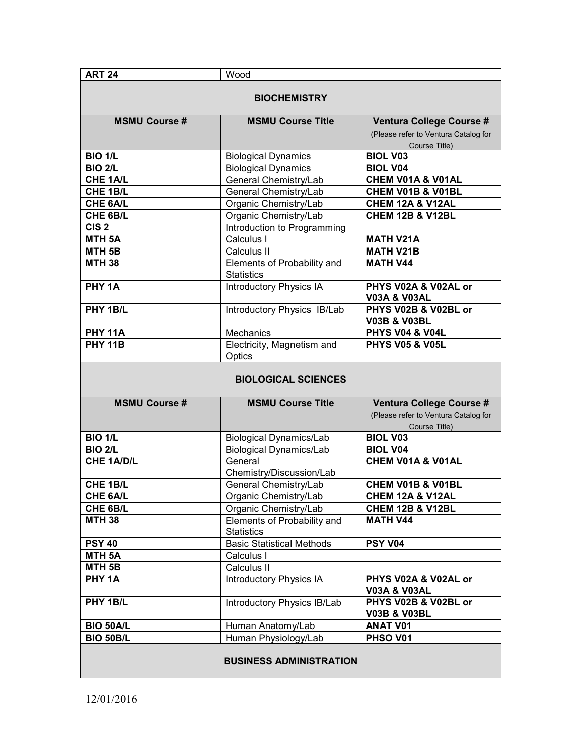| ART 24 | Wood | |
|---|---|---|

## BIOCHEMISTRY

| MSMU Course # | MSMU Course Title | Ventura College Course # (Please refer to Ventura Catalog for Course Title) |
|---|---|---|
| **BIO 1/L** | Biological Dynamics | **BIOL V03** |
| **BIO 2/L** | Biological Dynamics | **BIOL V04** |
| **CHE 1A/L** | General Chemistry/Lab | **CHEM V01A & V01AL** |
| **CHE 1B/L** | General Chemistry/Lab | **CHEM V01B & V01BL** |
| **CHE 6A/L** | Organic Chemistry/Lab | **CHEM 12A & V12AL** |
| **CHE 6B/L** | Organic Chemistry/Lab | **CHEM 12B & V12BL** |
| **CIS 2** | Introduction to Programming | |
| **MTH 5A** | Calculus I | **MATH V21A** |
| **MTH 5B** | Calculus II | **MATH V21B** |
| **MTH 38** | Elements of Probability and Statistics | **MATH V44** |
| **PHY 1A** | Introductory Physics IA | **PHYS V02A & V02AL or V03A & V03AL** |
| **PHY 1B/L** | Introductory Physics IB/Lab | **PHYS V02B & V02BL or V03B & V03BL** |
| **PHY 11A** | Mechanics | **PHYS V04 & V04L** |
| **PHY 11B** | Electricity, Magnetism and Optics | **PHYS V05 & V05L** |

## BIOLOGICAL SCIENCES

| MSMU Course # | MSMU Course Title | Ventura College Course # (Please refer to Ventura Catalog for Course Title) |
|---|---|---|
| **BIO 1/L** | Biological Dynamics/Lab | **BIOL V03** |
| **BIO 2/L** | Biological Dynamics/Lab | **BIOL V04** |
| **CHE 1A/D/L** | General Chemistry/Discussion/Lab | **CHEM V01A & V01AL** |
| **CHE 1B/L** | General Chemistry/Lab | **CHEM V01B & V01BL** |
| **CHE 6A/L** | Organic Chemistry/Lab | **CHEM 12A & V12AL** |
| **CHE 6B/L** | Organic Chemistry/Lab | **CHEM 12B & V12BL** |
| **MTH 38** | Elements of Probability and Statistics | **MATH V44** |
| **PSY 40** | Basic Statistical Methods | **PSY V04** |
| **MTH 5A** | Calculus I | |
| **MTH 5B** | Calculus II | |
| **PHY 1A** | Introductory Physics IA | **PHYS V02A & V02AL or V03A & V03AL** |
| **PHY 1B/L** | Introductory Physics IB/Lab | **PHYS V02B & V02BL or V03B & V03BL** |
| **BIO 50A/L** | Human Anatomy/Lab | **ANAT V01** |
| **BIO 50B/L** | Human Physiology/Lab | **PHSO V01** |

## BUSINESS ADMINISTRATION

12/01/2016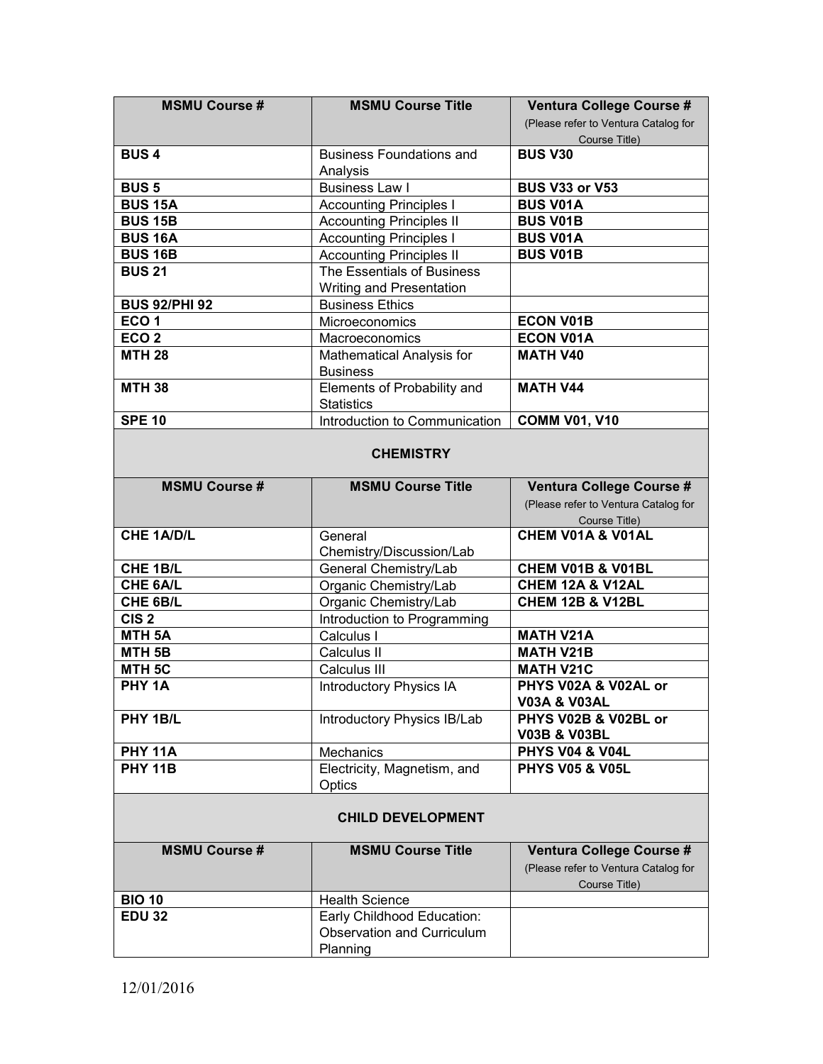| MSMU Course # | MSMU Course Title | Ventura College Course # (Please refer to Ventura Catalog for Course Title) |
|---|---|---|
| **BUS 4** | Business Foundations and Analysis | **BUS V30** |
| **BUS 5** | Business Law I | **BUS V33 or V53** |
| **BUS 15A** | Accounting Principles I | **BUS V01A** |
| **BUS 15B** | Accounting Principles II | **BUS V01B** |
| **BUS 16A** | Accounting Principles I | **BUS V01A** |
| **BUS 16B** | Accounting Principles II | **BUS V01B** |
| **BUS 21** | The Essentials of Business Writing and Presentation | |
| **BUS 92/PHI 92** | Business Ethics | |
| **ECO 1** | Microeconomics | **ECON V01B** |
| **ECO 2** | Macroeconomics | **ECON V01A** |
| **MTH 28** | Mathematical Analysis for Business | **MATH V40** |
| **MTH 38** | Elements of Probability and Statistics | **MATH V44** |
| **SPE 10** | Introduction to Communication | **COMM V01, V10** |

## CHEMISTRY

| MSMU Course # | MSMU Course Title | Ventura College Course # (Please refer to Ventura Catalog for Course Title) |
|---|---|---|
| **CHE 1A/D/L** | General Chemistry/Discussion/Lab | **CHEM V01A & V01AL** |
| **CHE 1B/L** | General Chemistry/Lab | **CHEM V01B & V01BL** |
| **CHE 6A/L** | Organic Chemistry/Lab | **CHEM 12A & V12AL** |
| **CHE 6B/L** | Organic Chemistry/Lab | **CHEM 12B & V12BL** |
| **CIS 2** | Introduction to Programming | |
| **MTH 5A** | Calculus I | **MATH V21A** |
| **MTH 5B** | Calculus II | **MATH V21B** |
| **MTH 5C** | Calculus III | **MATH V21C** |
| **PHY 1A** | Introductory Physics IA | **PHYS V02A & V02AL or V03A & V03AL** |
| **PHY 1B/L** | Introductory Physics IB/Lab | **PHYS V02B & V02BL or V03B & V03BL** |
| **PHY 11A** | Mechanics | **PHYS V04 & V04L** |
| **PHY 11B** | Electricity, Magnetism, and Optics | **PHYS V05 & V05L** |

## CHILD DEVELOPMENT

| MSMU Course # | MSMU Course Title | Ventura College Course # (Please refer to Ventura Catalog for Course Title) |
|---|---|---|
| **BIO 10** | Health Science | |
| **EDU 32** | Early Childhood Education: Observation and Curriculum Planning | |

12/01/2016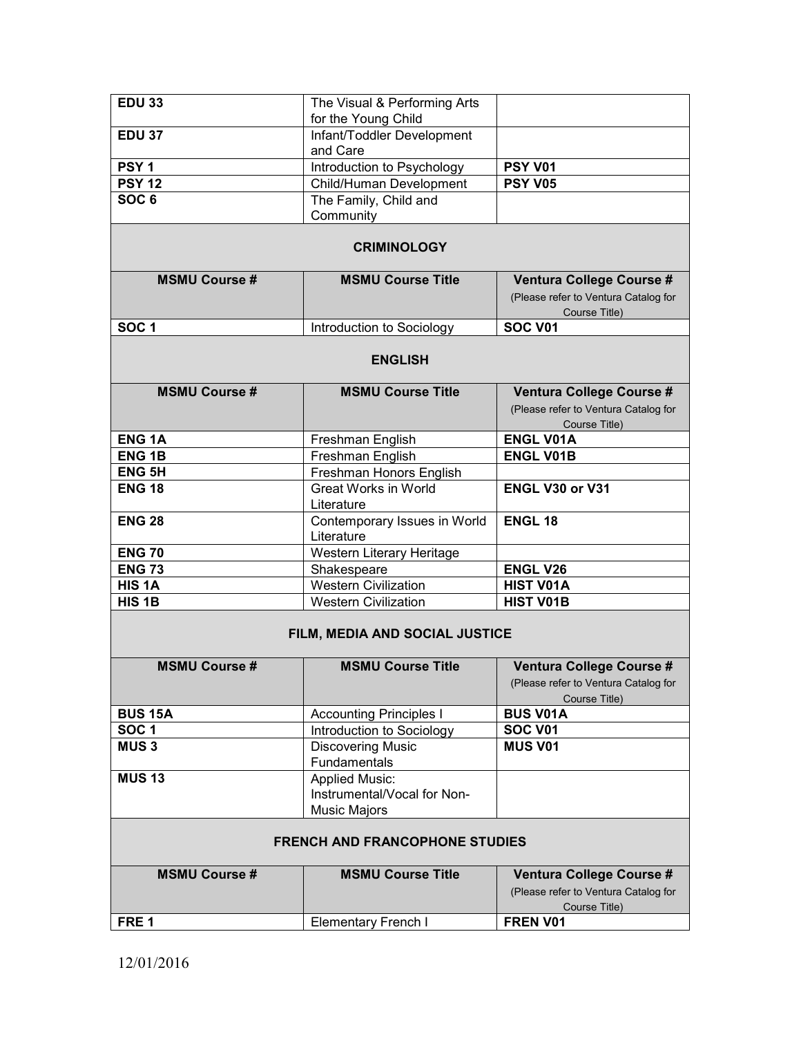| | | |
|---|---|---|
| **EDU 33** | The Visual & Performing Arts for the Young Child | |
| **EDU 37** | Infant/Toddler Development and Care | |
| **PSY 1** | Introduction to Psychology | **PSY V01** |
| **PSY 12** | Child/Human Development | **PSY V05** |
| **SOC 6** | The Family, Child and Community | |

## CRIMINOLOGY

| MSMU Course # | MSMU Course Title | Ventura College Course # (Please refer to Ventura Catalog for Course Title) |
|---|---|---|
| **SOC 1** | Introduction to Sociology | **SOC V01** |

## ENGLISH

| MSMU Course # | MSMU Course Title | Ventura College Course # (Please refer to Ventura Catalog for Course Title) |
|---|---|---|
| **ENG 1A** | Freshman English | **ENGL V01A** |
| **ENG 1B** | Freshman English | **ENGL V01B** |
| **ENG 5H** | Freshman Honors English | |
| **ENG 18** | Great Works in World Literature | **ENGL V30 or V31** |
| **ENG 28** | Contemporary Issues in World Literature | **ENGL 18** |
| **ENG 70** | Western Literary Heritage | |
| **ENG 73** | Shakespeare | **ENGL V26** |
| **HIS 1A** | Western Civilization | **HIST V01A** |
| **HIS 1B** | Western Civilization | **HIST V01B** |

## FILM, MEDIA AND SOCIAL JUSTICE

| MSMU Course # | MSMU Course Title | Ventura College Course # (Please refer to Ventura Catalog for Course Title) |
|---|---|---|
| **BUS 15A** | Accounting Principles I | **BUS V01A** |
| **SOC 1** | Introduction to Sociology | **SOC V01** |
| **MUS 3** | Discovering Music Fundamentals | **MUS V01** |
| **MUS 13** | Applied Music: Instrumental/Vocal for Non-Music Majors | |

## FRENCH AND FRANCOPHONE STUDIES

| MSMU Course # | MSMU Course Title | Ventura College Course # (Please refer to Ventura Catalog for Course Title) |
|---|---|---|
| **FRE 1** | Elementary French I | **FREN V01** |

12/01/2016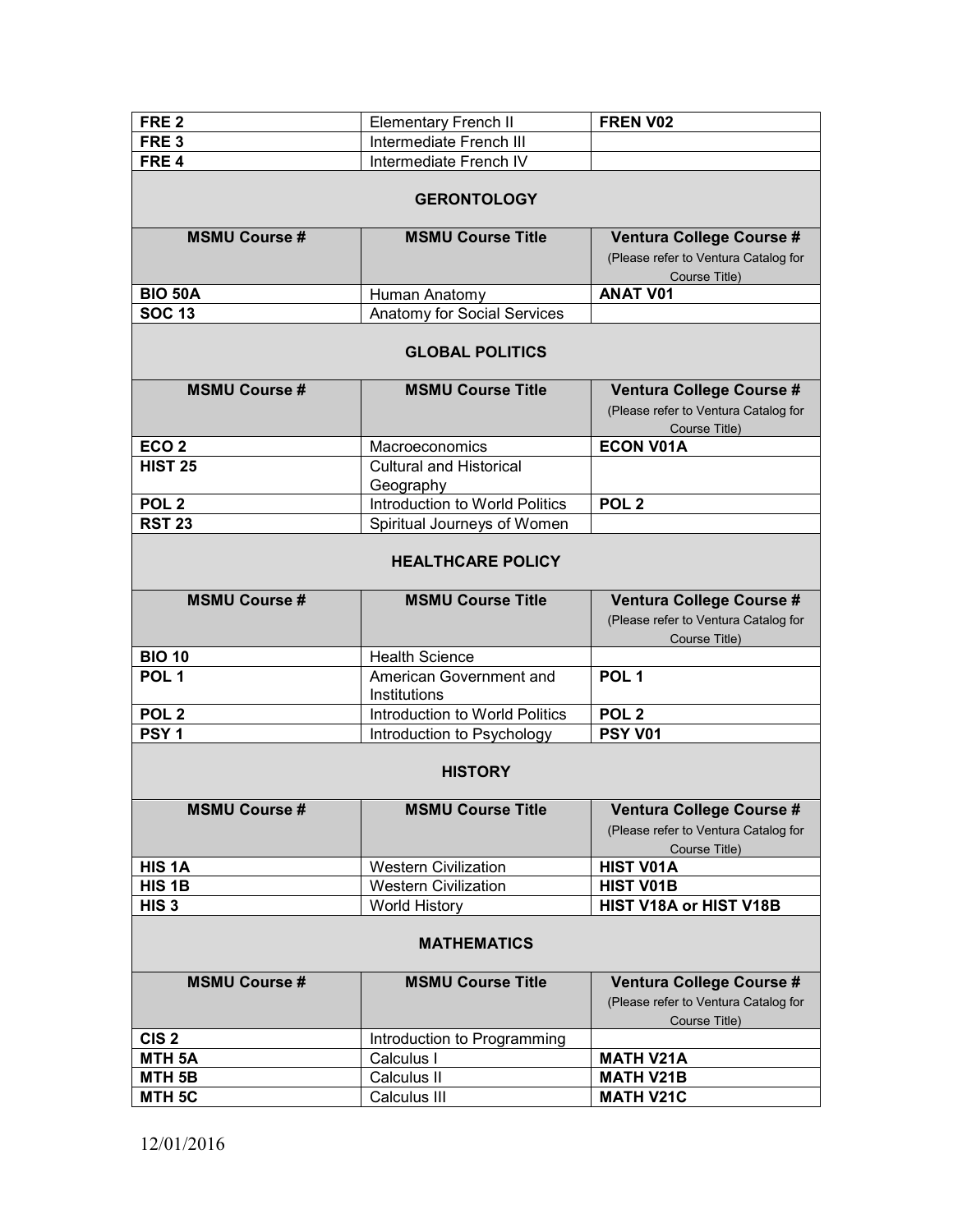| FRE 2 | Elementary French II | FREN V02 |
|---|---|---|
| FRE 3 | Intermediate French III | |
| FRE 4 | Intermediate French IV | |

## GERONTOLOGY

| MSMU Course # | MSMU Course Title | Ventura College Course # (Please refer to Ventura Catalog for Course Title) |
|---|---|---|
| BIO 50A | Human Anatomy | ANAT V01 |
| SOC 13 | Anatomy for Social Services | |

## GLOBAL POLITICS

| MSMU Course # | MSMU Course Title | Ventura College Course # (Please refer to Ventura Catalog for Course Title) |
|---|---|---|
| ECO 2 | Macroeconomics | ECON V01A |
| HIST 25 | Cultural and Historical Geography | |
| POL 2 | Introduction to World Politics | POL 2 |
| RST 23 | Spiritual Journeys of Women | |

## HEALTHCARE POLICY

| MSMU Course # | MSMU Course Title | Ventura College Course # (Please refer to Ventura Catalog for Course Title) |
|---|---|---|
| BIO 10 | Health Science | |
| POL 1 | American Government and Institutions | POL 1 |
| POL 2 | Introduction to World Politics | POL 2 |
| PSY 1 | Introduction to Psychology | PSY V01 |

## HISTORY

| MSMU Course # | MSMU Course Title | Ventura College Course # (Please refer to Ventura Catalog for Course Title) |
|---|---|---|
| HIS 1A | Western Civilization | HIST V01A |
| HIS 1B | Western Civilization | HIST V01B |
| HIS 3 | World History | HIST V18A or HIST V18B |

## MATHEMATICS

| MSMU Course # | MSMU Course Title | Ventura College Course # (Please refer to Ventura Catalog for Course Title) |
|---|---|---|
| CIS 2 | Introduction to Programming | |
| MTH 5A | Calculus I | MATH V21A |
| MTH 5B | Calculus II | MATH V21B |
| MTH 5C | Calculus III | MATH V21C |

12/01/2016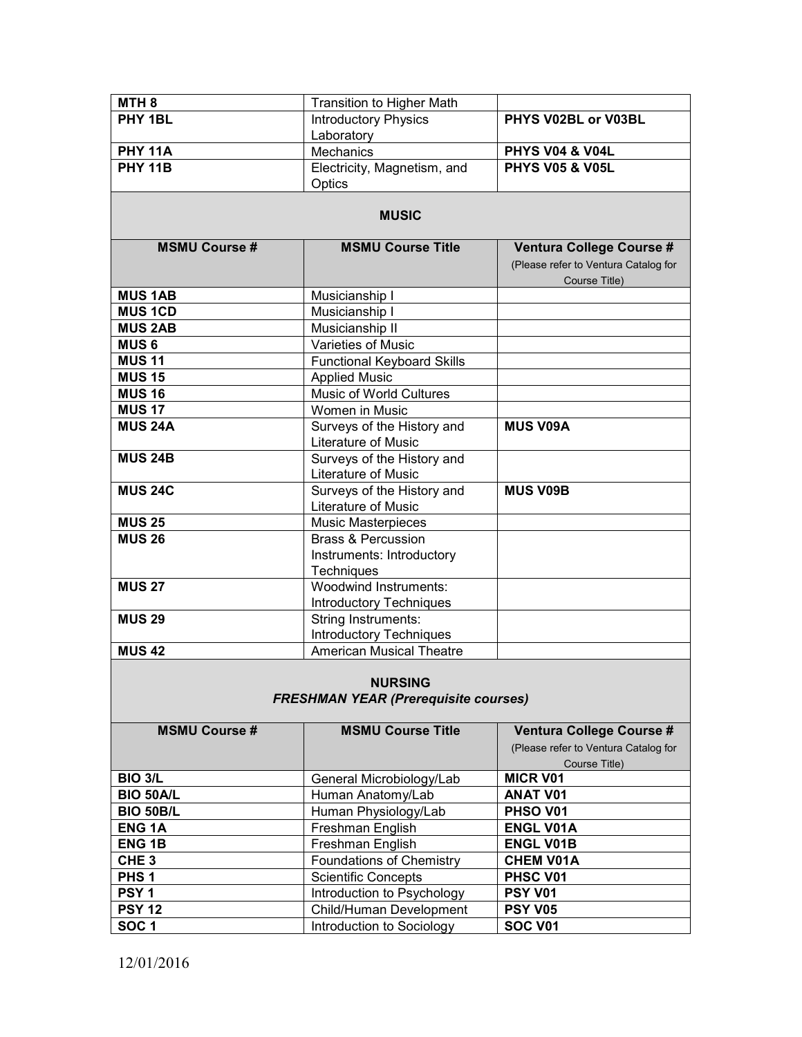| | | |
|---|---|---|
| **MTH 8** | Transition to Higher Math | |
| **PHY 1BL** | Introductory Physics Laboratory | **PHYS V02BL or V03BL** |
| **PHY 11A** | Mechanics | **PHYS V04 & V04L** |
| **PHY 11B** | Electricity, Magnetism, and Optics | **PHYS V05 & V05L** |

## MUSIC

| MSMU Course # | MSMU Course Title | Ventura College Course # (Please refer to Ventura Catalog for Course Title) |
|---|---|---|
| **MUS 1AB** | Musicianship I | |
| **MUS 1CD** | Musicianship I | |
| **MUS 2AB** | Musicianship II | |
| **MUS 6** | Varieties of Music | |
| **MUS 11** | Functional Keyboard Skills | |
| **MUS 15** | Applied Music | |
| **MUS 16** | Music of World Cultures | |
| **MUS 17** | Women in Music | |
| **MUS 24A** | Surveys of the History and Literature of Music | **MUS V09A** |
| **MUS 24B** | Surveys of the History and Literature of Music | |
| **MUS 24C** | Surveys of the History and Literature of Music | **MUS V09B** |
| **MUS 25** | Music Masterpieces | |
| **MUS 26** | Brass & Percussion Instruments: Introductory Techniques | |
| **MUS 27** | Woodwind Instruments: Introductory Techniques | |
| **MUS 29** | String Instruments: Introductory Techniques | |
| **MUS 42** | American Musical Theatre | |

## NURSING
### *FRESHMAN YEAR (Prerequisite courses)*

| MSMU Course # | MSMU Course Title | Ventura College Course # (Please refer to Ventura Catalog for Course Title) |
|---|---|---|
| **BIO 3/L** | General Microbiology/Lab | **MICR V01** |
| **BIO 50A/L** | Human Anatomy/Lab | **ANAT V01** |
| **BIO 50B/L** | Human Physiology/Lab | **PHSO V01** |
| **ENG 1A** | Freshman English | **ENGL V01A** |
| **ENG 1B** | Freshman English | **ENGL V01B** |
| **CHE 3** | Foundations of Chemistry | **CHEM V01A** |
| **PHS 1** | Scientific Concepts | **PHSC V01** |
| **PSY 1** | Introduction to Psychology | **PSY V01** |
| **PSY 12** | Child/Human Development | **PSY V05** |
| **SOC 1** | Introduction to Sociology | **SOC V01** |

12/01/2016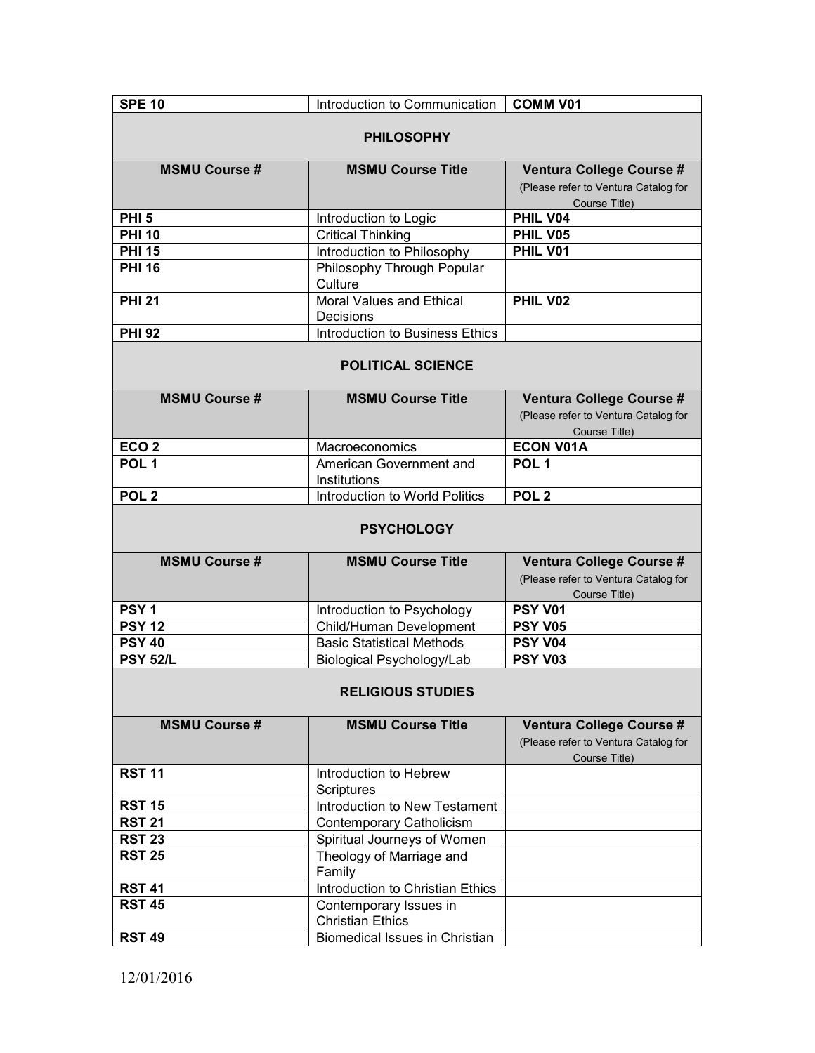| SPE 10 | Introduction to Communication | COMM V01 |
|---|---|---|

## PHILOSOPHY

| MSMU Course # | MSMU Course Title | Ventura College Course # (Please refer to Ventura Catalog for Course Title) |
|---|---|---|
| **PHI 5** | Introduction to Logic | **PHIL V04** |
| **PHI 10** | Critical Thinking | **PHIL V05** |
| **PHI 15** | Introduction to Philosophy | **PHIL V01** |
| **PHI 16** | Philosophy Through Popular Culture | |
| **PHI 21** | Moral Values and Ethical Decisions | **PHIL V02** |
| **PHI 92** | Introduction to Business Ethics | |

## POLITICAL SCIENCE

| MSMU Course # | MSMU Course Title | Ventura College Course # (Please refer to Ventura Catalog for Course Title) |
|---|---|---|
| **ECO 2** | Macroeconomics | **ECON V01A** |
| **POL 1** | American Government and Institutions | **POL 1** |
| **POL 2** | Introduction to World Politics | **POL 2** |

## PSYCHOLOGY

| MSMU Course # | MSMU Course Title | Ventura College Course # (Please refer to Ventura Catalog for Course Title) |
|---|---|---|
| **PSY 1** | Introduction to Psychology | **PSY V01** |
| **PSY 12** | Child/Human Development | **PSY V05** |
| **PSY 40** | Basic Statistical Methods | **PSY V04** |
| **PSY 52/L** | Biological Psychology/Lab | **PSY V03** |

## RELIGIOUS STUDIES

| MSMU Course # | MSMU Course Title | Ventura College Course # (Please refer to Ventura Catalog for Course Title) |
|---|---|---|
| **RST 11** | Introduction to Hebrew Scriptures | |
| **RST 15** | Introduction to New Testament | |
| **RST 21** | Contemporary Catholicism | |
| **RST 23** | Spiritual Journeys of Women | |
| **RST 25** | Theology of Marriage and Family | |
| **RST 41** | Introduction to Christian Ethics | |
| **RST 45** | Contemporary Issues in Christian Ethics | |
| **RST 49** | Biomedical Issues in Christian | |

12/01/2016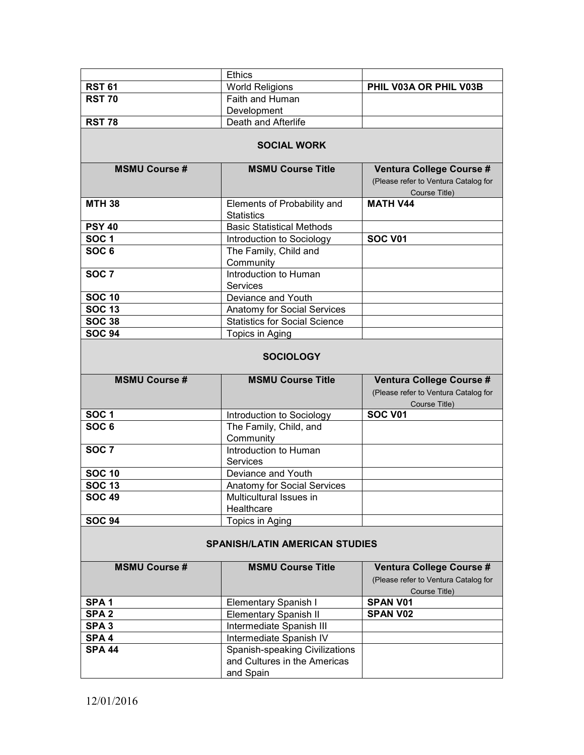| | | |
|---|---|---|
| | Ethics | |
| **RST 61** | World Religions | **PHIL V03A OR PHIL V03B** |
| **RST 70** | Faith and Human Development | |
| **RST 78** | Death and Afterlife | |

## SOCIAL WORK

| MSMU Course # | MSMU Course Title | Ventura College Course # (Please refer to Ventura Catalog for Course Title) |
|---|---|---|
| **MTH 38** | Elements of Probability and Statistics | **MATH V44** |
| **PSY 40** | Basic Statistical Methods | |
| **SOC 1** | Introduction to Sociology | **SOC V01** |
| **SOC 6** | The Family, Child and Community | |
| **SOC 7** | Introduction to Human Services | |
| **SOC 10** | Deviance and Youth | |
| **SOC 13** | Anatomy for Social Services | |
| **SOC 38** | Statistics for Social Science | |
| **SOC 94** | Topics in Aging | |

## SOCIOLOGY

| MSMU Course # | MSMU Course Title | Ventura College Course # (Please refer to Ventura Catalog for Course Title) |
|---|---|---|
| **SOC 1** | Introduction to Sociology | **SOC V01** |
| **SOC 6** | The Family, Child, and Community | |
| **SOC 7** | Introduction to Human Services | |
| **SOC 10** | Deviance and Youth | |
| **SOC 13** | Anatomy for Social Services | |
| **SOC 49** | Multicultural Issues in Healthcare | |
| **SOC 94** | Topics in Aging | |

## SPANISH/LATIN AMERICAN STUDIES

| MSMU Course # | MSMU Course Title | Ventura College Course # (Please refer to Ventura Catalog for Course Title) |
|---|---|---|
| **SPA 1** | Elementary Spanish I | **SPAN V01** |
| **SPA 2** | Elementary Spanish II | **SPAN V02** |
| **SPA 3** | Intermediate Spanish III | |
| **SPA 4** | Intermediate Spanish IV | |
| **SPA 44** | Spanish-speaking Civilizations and Cultures in the Americas and Spain | |

12/01/2016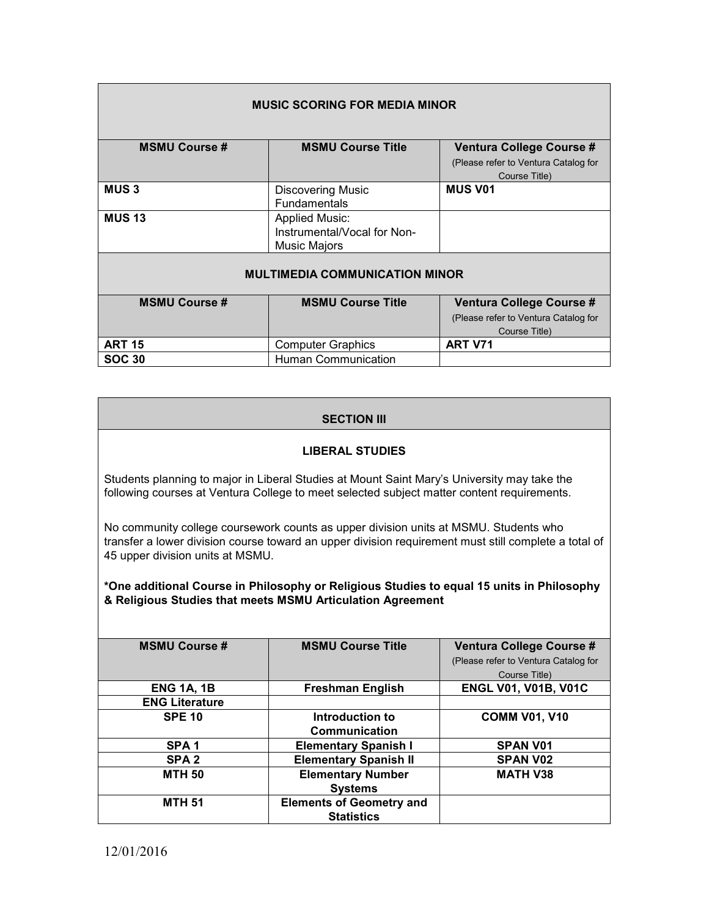## MUSIC SCORING FOR MEDIA MINOR

| MSMU Course # | MSMU Course Title | Ventura College Course # (Please refer to Ventura Catalog for Course Title) |
|---|---|---|
| **MUS 3** | Discovering Music Fundamentals | **MUS V01** |
| **MUS 13** | Applied Music: Instrumental/Vocal for Non-Music Majors | |

## MULTIMEDIA COMMUNICATION MINOR

| MSMU Course # | MSMU Course Title | Ventura College Course # (Please refer to Ventura Catalog for Course Title) |
|---|---|---|
| **ART 15** | Computer Graphics | **ART V71** |
| **SOC 30** | Human Communication | |

## SECTION III

### LIBERAL STUDIES

Students planning to major in Liberal Studies at Mount Saint Mary's University may take the following courses at Ventura College to meet selected subject matter content requirements.

No community college coursework counts as upper division units at MSMU. Students who transfer a lower division course toward an upper division requirement must still complete a total of 45 upper division units at MSMU.

**\*One additional Course in Philosophy or Religious Studies to equal 15 units in Philosophy & Religious Studies that meets MSMU Articulation Agreement**

| MSMU Course # | MSMU Course Title | Ventura College Course # (Please refer to Ventura Catalog for Course Title) |
|---|---|---|
| **ENG 1A, 1B** | **Freshman English** | **ENGL V01, V01B, V01C** |
| **ENG Literature** | | |
| **SPE 10** | **Introduction to Communication** | **COMM V01, V10** |
| **SPA 1** | **Elementary Spanish I** | **SPAN V01** |
| **SPA 2** | **Elementary Spanish II** | **SPAN V02** |
| **MTH 50** | **Elementary Number Systems** | **MATH V38** |
| **MTH 51** | **Elements of Geometry and Statistics** | |

12/01/2016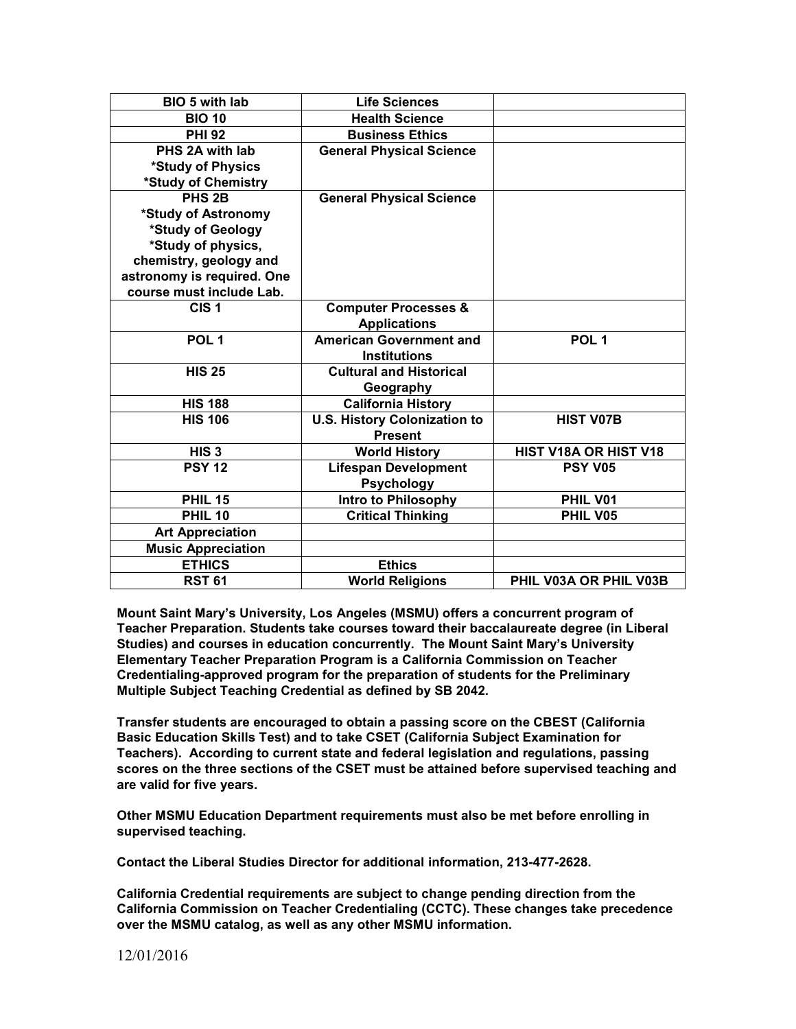| | | |
|---|---|---|
| **BIO 5 with lab** | **Life Sciences** | |
| **BIO 10** | **Health Science** | |
| **PHI 92** | **Business Ethics** | |
| **PHS 2A with lab**<br>**\*Study of Physics**<br>**\*Study of Chemistry** | **General Physical Science** | |
| **PHS 2B**<br>**\*Study of Astronomy**<br>**\*Study of Geology**<br>**\*Study of physics, chemistry, geology and astronomy is required. One course must include Lab.** | **General Physical Science** | |
| **CIS 1** | **Computer Processes & Applications** | |
| **POL 1** | **American Government and Institutions** | **POL 1** |
| **HIS 25** | **Cultural and Historical Geography** | |
| **HIS 188** | **California History** | |
| **HIS 106** | **U.S. History Colonization to Present** | **HIST V07B** |
| **HIS 3** | **World History** | **HIST V18A OR HIST V18** |
| **PSY 12** | **Lifespan Development Psychology** | **PSY V05** |
| **PHIL 15** | **Intro to Philosophy** | **PHIL V01** |
| **PHIL 10** | **Critical Thinking** | **PHIL V05** |
| **Art Appreciation** | | |
| **Music Appreciation** | | |
| **ETHICS** | **Ethics** | |
| **RST 61** | **World Religions** | **PHIL V03A OR PHIL V03B** |

**Mount Saint Mary's University, Los Angeles (MSMU) offers a concurrent program of Teacher Preparation. Students take courses toward their baccalaureate degree (in Liberal Studies) and courses in education concurrently. The Mount Saint Mary's University Elementary Teacher Preparation Program is a California Commission on Teacher Credentialing-approved program for the preparation of students for the Preliminary Multiple Subject Teaching Credential as defined by SB 2042.**

**Transfer students are encouraged to obtain a passing score on the CBEST (California Basic Education Skills Test) and to take CSET (California Subject Examination for Teachers). According to current state and federal legislation and regulations, passing scores on the three sections of the CSET must be attained before supervised teaching and are valid for five years.**

**Other MSMU Education Department requirements must also be met before enrolling in supervised teaching.**

**Contact the Liberal Studies Director for additional information, 213-477-2628.**

**California Credential requirements are subject to change pending direction from the California Commission on Teacher Credentialing (CCTC). These changes take precedence over the MSMU catalog, as well as any other MSMU information.**

12/01/2016